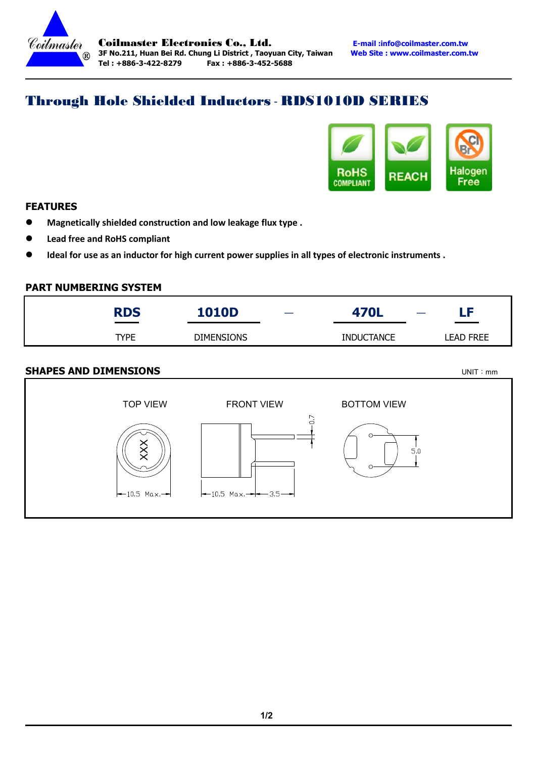Coilmaster Electronics Co., Ltd.
3F No.211, Huan Bei Rd. Chung Li District , Taoyuan City, Taiwan
Tel : +886-3-422-8279 Fax : +886-3-452-5688

E-mail :info@coilmaster.com.tw
Web Site : www.coilmaster.com.tw

# Through Hole Shielded Inductors - RDS1010D SERIES

RoHS COMPLIANT | REACH | Halogen Free

## FEATURES

- **Magnetically shielded construction and low leakage flux type .**
- **Lead free and RoHS compliant**
- **Ideal for use as an inductor for high current power supplies in all types of electronic instruments .**

## PART NUMBERING SYSTEM

| RDS | 1010D | — | 470L | — | LF |
|---|---|---|---|---|---|
| TYPE | DIMENSIONS | | INDUCTANCE | | LEAD FREE |

## SHAPES AND DIMENSIONS

UNIT：mm

TOP VIEW: XXX, 10.5 Max.

FRONT VIEW: 10.5 Max., 3.5, 0.7

BOTTOM VIEW: 5.0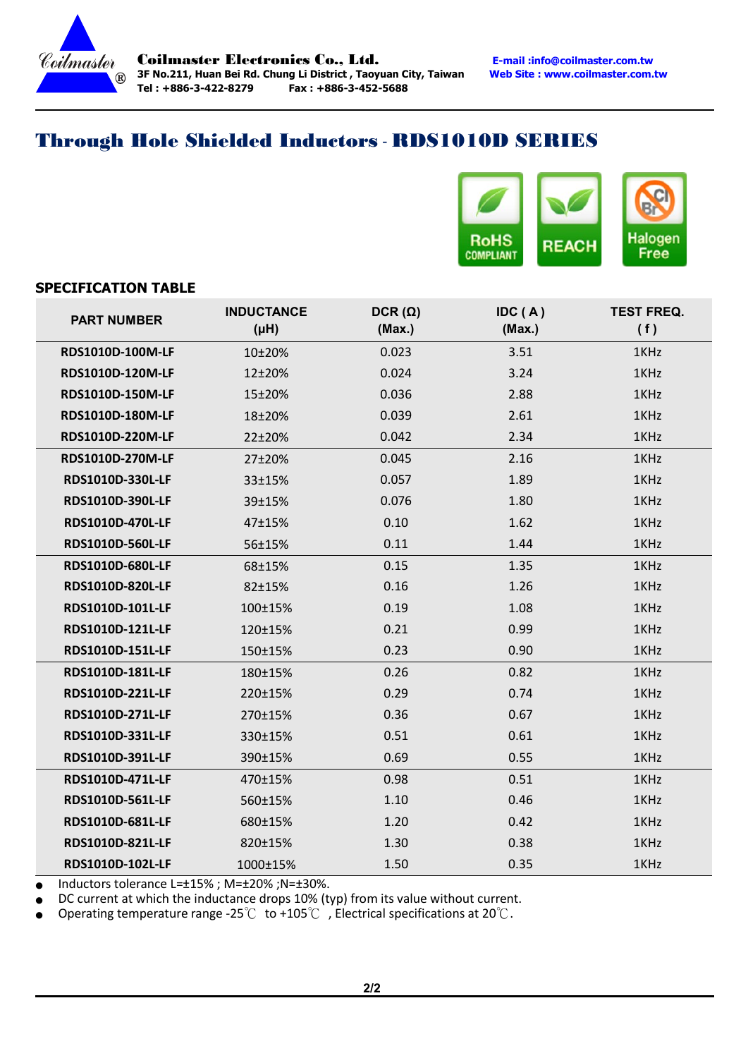**Coilmaster Electronics Co., Ltd.**
3F No.211, Huan Bei Rd. Chung Li District , Taoyuan City, Taiwan
Tel : +886-3-422-8279 Fax : +886-3-452-5688
E-mail :info@coilmaster.com.tw
Web Site : www.coilmaster.com.tw

# Through Hole Shielded Inductors - RDS1010D SERIES

RoHS COMPLIANT REACH Halogen Free

## SPECIFICATION TABLE

| PART NUMBER | INDUCTANCE (μH) | DCR (Ω) (Max.) | IDC ( A ) (Max.) | TEST FREQ. ( f ) |
|---|---|---|---|---|
| RDS1010D-100M-LF | 10±20% | 0.023 | 3.51 | 1KHz |
| RDS1010D-120M-LF | 12±20% | 0.024 | 3.24 | 1KHz |
| RDS1010D-150M-LF | 15±20% | 0.036 | 2.88 | 1KHz |
| RDS1010D-180M-LF | 18±20% | 0.039 | 2.61 | 1KHz |
| RDS1010D-220M-LF | 22±20% | 0.042 | 2.34 | 1KHz |
| RDS1010D-270M-LF | 27±20% | 0.045 | 2.16 | 1KHz |
| RDS1010D-330L-LF | 33±15% | 0.057 | 1.89 | 1KHz |
| RDS1010D-390L-LF | 39±15% | 0.076 | 1.80 | 1KHz |
| RDS1010D-470L-LF | 47±15% | 0.10 | 1.62 | 1KHz |
| RDS1010D-560L-LF | 56±15% | 0.11 | 1.44 | 1KHz |
| RDS1010D-680L-LF | 68±15% | 0.15 | 1.35 | 1KHz |
| RDS1010D-820L-LF | 82±15% | 0.16 | 1.26 | 1KHz |
| RDS1010D-101L-LF | 100±15% | 0.19 | 1.08 | 1KHz |
| RDS1010D-121L-LF | 120±15% | 0.21 | 0.99 | 1KHz |
| RDS1010D-151L-LF | 150±15% | 0.23 | 0.90 | 1KHz |
| RDS1010D-181L-LF | 180±15% | 0.26 | 0.82 | 1KHz |
| RDS1010D-221L-LF | 220±15% | 0.29 | 0.74 | 1KHz |
| RDS1010D-271L-LF | 270±15% | 0.36 | 0.67 | 1KHz |
| RDS1010D-331L-LF | 330±15% | 0.51 | 0.61 | 1KHz |
| RDS1010D-391L-LF | 390±15% | 0.69 | 0.55 | 1KHz |
| RDS1010D-471L-LF | 470±15% | 0.98 | 0.51 | 1KHz |
| RDS1010D-561L-LF | 560±15% | 1.10 | 0.46 | 1KHz |
| RDS1010D-681L-LF | 680±15% | 1.20 | 0.42 | 1KHz |
| RDS1010D-821L-LF | 820±15% | 1.30 | 0.38 | 1KHz |
| RDS1010D-102L-LF | 1000±15% | 1.50 | 0.35 | 1KHz |

- Inductors tolerance L=±15% ; M=±20% ;N=±30%.
- DC current at which the inductance drops 10% (typ) from its value without current.
- Operating temperature range -25℃ to +105℃ , Electrical specifications at 20℃.